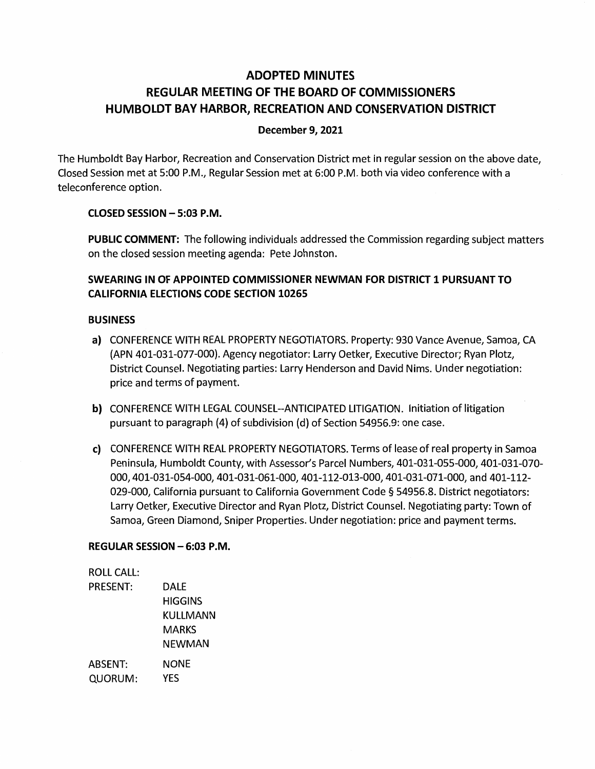# ADOPTED MINUTES
# REGULAR MEETING OF THE BOARD OF COMMISSIONERS
# HUMBOLDT BAY HARBOR, RECREATION AND CONSERVATION DISTRICT

**December 9, 2021**

The Humboldt Bay Harbor, Recreation and Conservation District met in regular session on the above date, Closed Session met at 5:00 P.M., Regular Session met at 6:00 P.M. both via video conference with a teleconference option.

**CLOSED SESSION – 5:03 P.M.**

**PUBLIC COMMENT:** The following individuals addressed the Commission regarding subject matters on the closed session meeting agenda: Pete Johnston.

**SWEARING IN OF APPOINTED COMMISSIONER NEWMAN FOR DISTRICT 1 PURSUANT TO CALIFORNIA ELECTIONS CODE SECTION 10265**

**BUSINESS**

**a)** CONFERENCE WITH REAL PROPERTY NEGOTIATORS. Property: 930 Vance Avenue, Samoa, CA (APN 401-031-077-000). Agency negotiator: Larry Oetker, Executive Director; Ryan Plotz, District Counsel. Negotiating parties: Larry Henderson and David Nims. Under negotiation: price and terms of payment.

**b)** CONFERENCE WITH LEGAL COUNSEL--ANTICIPATED LITIGATION. Initiation of litigation pursuant to paragraph (4) of subdivision (d) of Section 54956.9: one case.

**c)** CONFERENCE WITH REAL PROPERTY NEGOTIATORS. Terms of lease of real property in Samoa Peninsula, Humboldt County, with Assessor's Parcel Numbers, 401-031-055-000, 401-031-070-000, 401-031-054-000, 401-031-061-000, 401-112-013-000, 401-031-071-000, and 401-112-029-000, California pursuant to California Government Code § 54956.8. District negotiators: Larry Oetker, Executive Director and Ryan Plotz, District Counsel. Negotiating party: Town of Samoa, Green Diamond, Sniper Properties. Under negotiation: price and payment terms.

**REGULAR SESSION – 6:03 P.M.**

ROLL CALL:

PRESENT: DALE
HIGGINS
KULLMANN
MARKS
NEWMAN

ABSENT: NONE

QUORUM: YES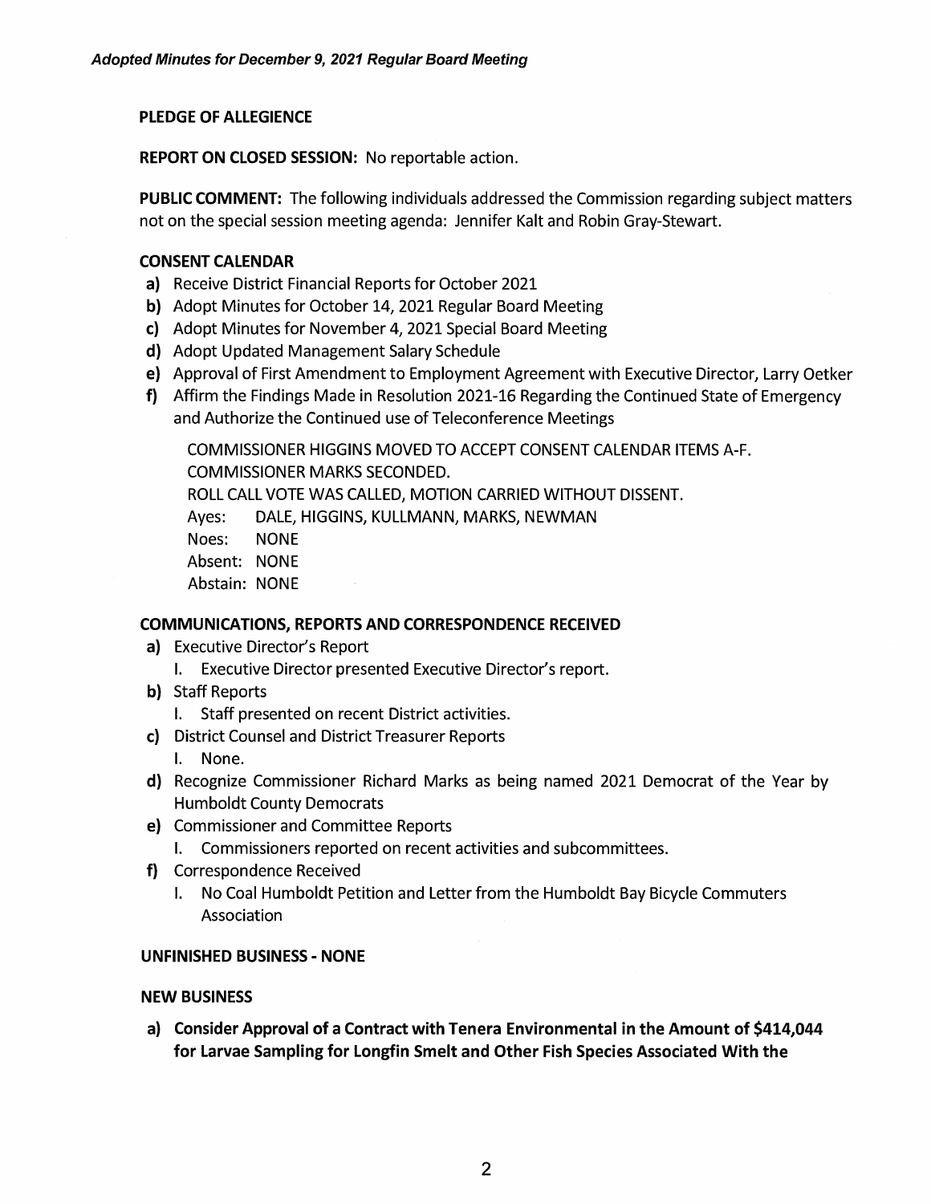**PLEDGE OF ALLEGIENCE**

**REPORT ON CLOSED SESSION:** No reportable action.

**PUBLIC COMMENT:** The following individuals addressed the Commission regarding subject matters not on the special session meeting agenda: Jennifer Kalt and Robin Gray-Stewart.

**CONSENT CALENDAR**

- **a)** Receive District Financial Reports for October 2021
- **b)** Adopt Minutes for October 14, 2021 Regular Board Meeting
- **c)** Adopt Minutes for November 4, 2021 Special Board Meeting
- **d)** Adopt Updated Management Salary Schedule
- **e)** Approval of First Amendment to Employment Agreement with Executive Director, Larry Oetker
- **f)** Affirm the Findings Made in Resolution 2021-16 Regarding the Continued State of Emergency and Authorize the Continued use of Teleconference Meetings

COMMISSIONER HIGGINS MOVED TO ACCEPT CONSENT CALENDAR ITEMS A-F.
COMMISSIONER MARKS SECONDED.
ROLL CALL VOTE WAS CALLED, MOTION CARRIED WITHOUT DISSENT.
Ayes: DALE, HIGGINS, KULLMANN, MARKS, NEWMAN
Noes: NONE
Absent: NONE
Abstain: NONE

**COMMUNICATIONS, REPORTS AND CORRESPONDENCE RECEIVED**

- **a)** Executive Director's Report
  - I. Executive Director presented Executive Director's report.
- **b)** Staff Reports
  - I. Staff presented on recent District activities.
- **c)** District Counsel and District Treasurer Reports
  - I. None.
- **d)** Recognize Commissioner Richard Marks as being named 2021 Democrat of the Year by Humboldt County Democrats
- **e)** Commissioner and Committee Reports
  - I. Commissioners reported on recent activities and subcommittees.
- **f)** Correspondence Received
  - I. No Coal Humboldt Petition and Letter from the Humboldt Bay Bicycle Commuters Association

**UNFINISHED BUSINESS - NONE**

**NEW BUSINESS**

**a) Consider Approval of a Contract with Tenera Environmental in the Amount of $414,044 for Larvae Sampling for Longfin Smelt and Other Fish Species Associated With the**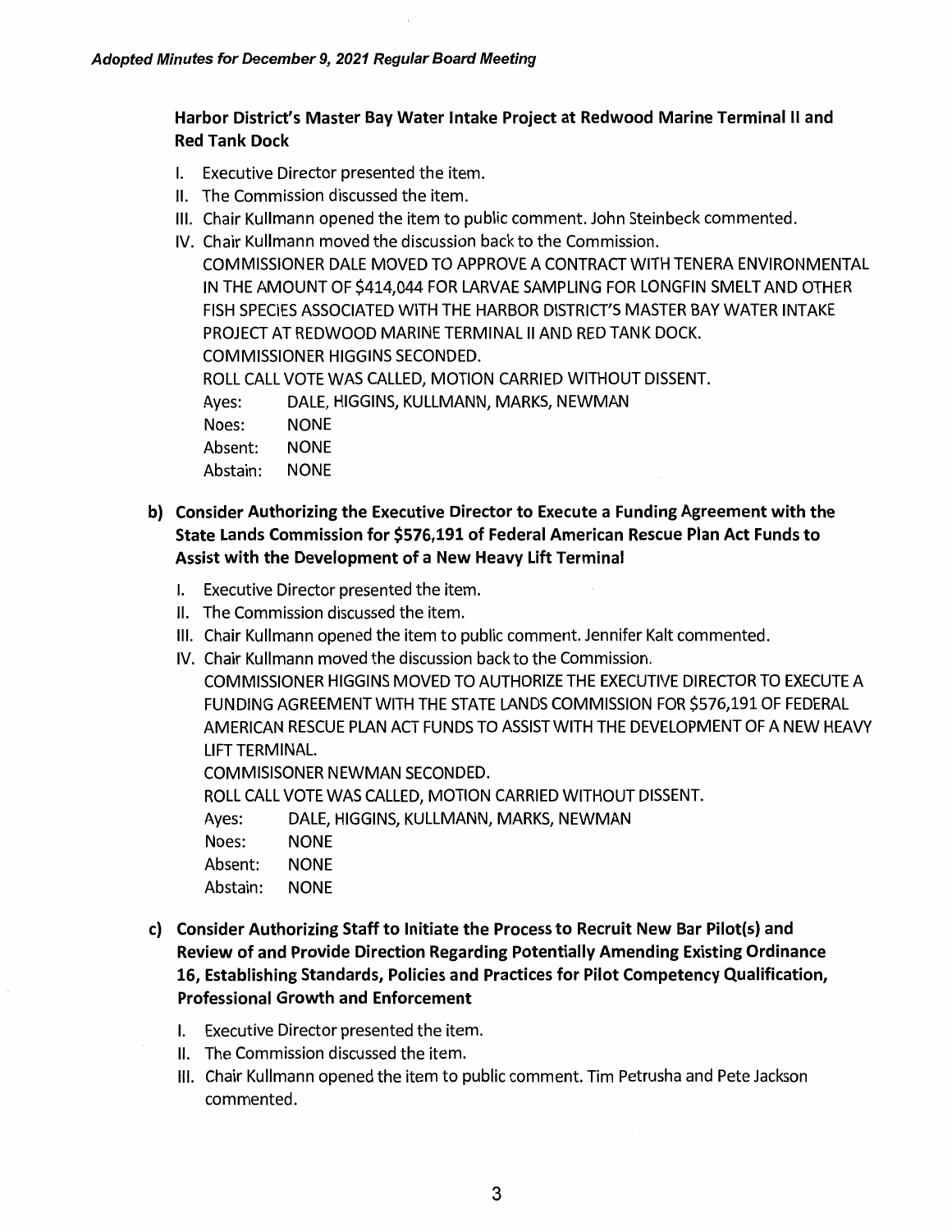**Harbor District's Master Bay Water Intake Project at Redwood Marine Terminal II and Red Tank Dock**

I. Executive Director presented the item.
II. The Commission discussed the item.
III. Chair Kullmann opened the item to public comment. John Steinbeck commented.
IV. Chair Kullmann moved the discussion back to the Commission.
COMMISSIONER DALE MOVED TO APPROVE A CONTRACT WITH TENERA ENVIRONMENTAL IN THE AMOUNT OF $414,044 FOR LARVAE SAMPLING FOR LONGFIN SMELT AND OTHER FISH SPECIES ASSOCIATED WITH THE HARBOR DISTRICT'S MASTER BAY WATER INTAKE PROJECT AT REDWOOD MARINE TERMINAL II AND RED TANK DOCK.
COMMISSIONER HIGGINS SECONDED.
ROLL CALL VOTE WAS CALLED, MOTION CARRIED WITHOUT DISSENT.
Ayes: DALE, HIGGINS, KULLMANN, MARKS, NEWMAN
Noes: NONE
Absent: NONE
Abstain: NONE

**b) Consider Authorizing the Executive Director to Execute a Funding Agreement with the State Lands Commission for $576,191 of Federal American Rescue Plan Act Funds to Assist with the Development of a New Heavy Lift Terminal**

I. Executive Director presented the item.
II. The Commission discussed the item.
III. Chair Kullmann opened the item to public comment. Jennifer Kalt commented.
IV. Chair Kullmann moved the discussion back to the Commission.
COMMISSIONER HIGGINS MOVED TO AUTHORIZE THE EXECUTIVE DIRECTOR TO EXECUTE A FUNDING AGREEMENT WITH THE STATE LANDS COMMISSION FOR $576,191 OF FEDERAL AMERICAN RESCUE PLAN ACT FUNDS TO ASSIST WITH THE DEVELOPMENT OF A NEW HEAVY LIFT TERMINAL.
COMMISISONER NEWMAN SECONDED.
ROLL CALL VOTE WAS CALLED, MOTION CARRIED WITHOUT DISSENT.
Ayes: DALE, HIGGINS, KULLMANN, MARKS, NEWMAN
Noes: NONE
Absent: NONE
Abstain: NONE

**c) Consider Authorizing Staff to Initiate the Process to Recruit New Bar Pilot(s) and Review of and Provide Direction Regarding Potentially Amending Existing Ordinance 16, Establishing Standards, Policies and Practices for Pilot Competency Qualification, Professional Growth and Enforcement**

I. Executive Director presented the item.
II. The Commission discussed the item.
III. Chair Kullmann opened the item to public comment. Tim Petrusha and Pete Jackson commented.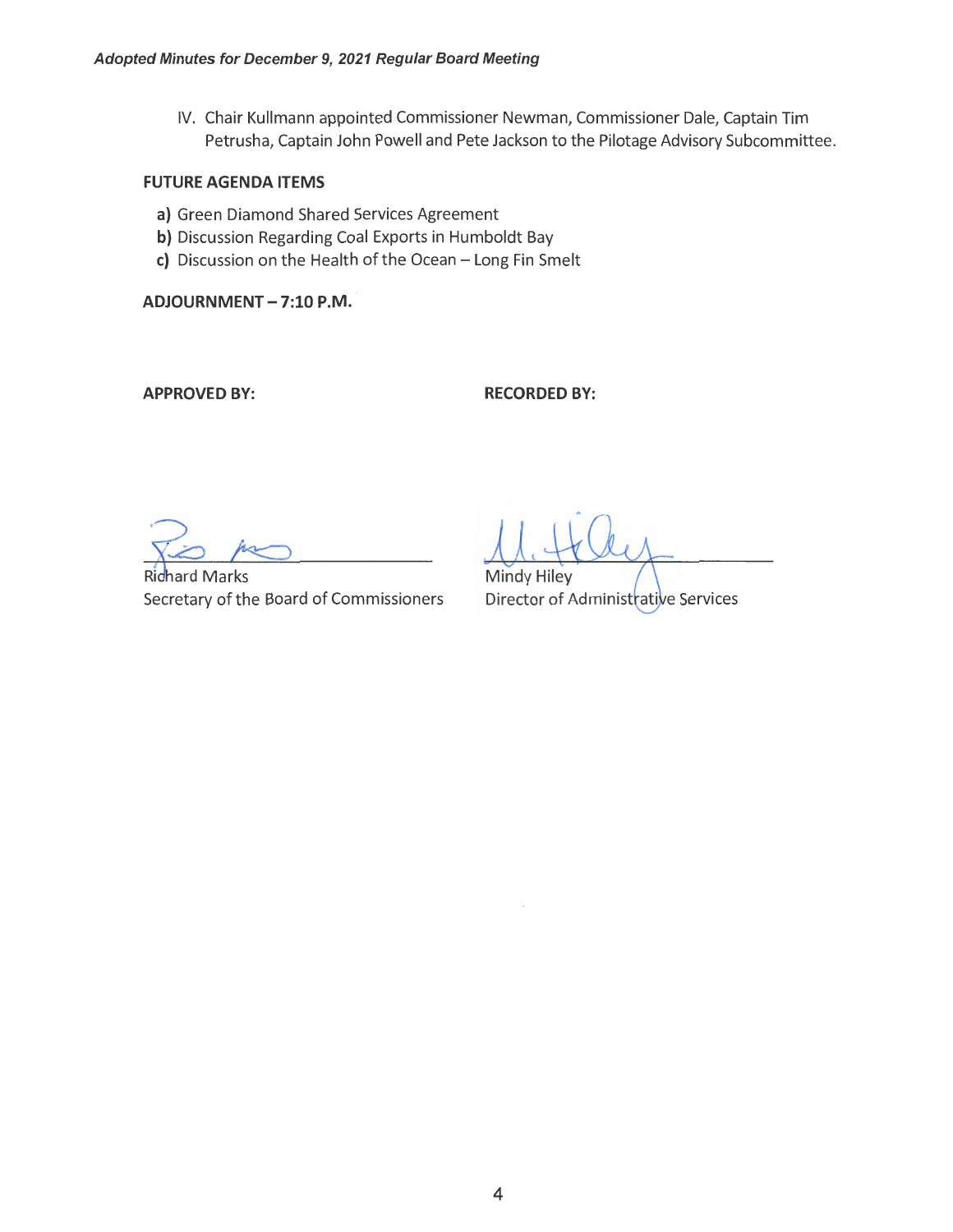IV. Chair Kullmann appointed Commissioner Newman, Commissioner Dale, Captain Tim Petrusha, Captain John Powell and Pete Jackson to the Pilotage Advisory Subcommittee.

**FUTURE AGENDA ITEMS**

**a)** Green Diamond Shared Services Agreement
**b)** Discussion Regarding Coal Exports in Humboldt Bay
**c)** Discussion on the Health of the Ocean – Long Fin Smelt

**ADJOURNMENT – 7:10 P.M.**

**APPROVED BY:**

Richard Marks
Secretary of the Board of Commissioners

**RECORDED BY:**

Mindy Hiley
Director of Administrative Services